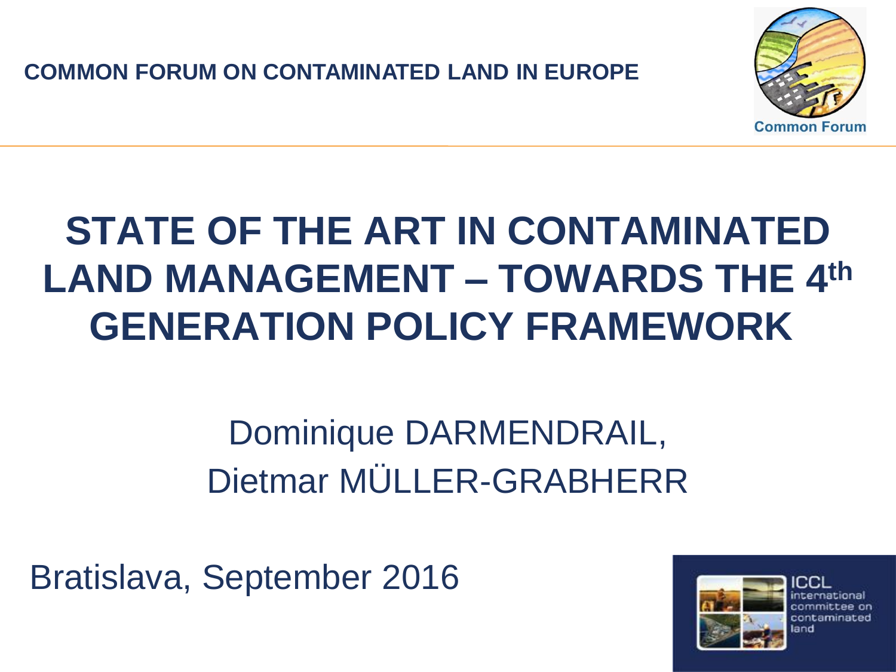COMMON FORUM ON CONTAMINATED LAND IN EUROPE

# STATE OF THE ART IN CONTAMINATED LAND MANAGEMENT – TOWARDS THE 4th GENERATION POLICY FRAMEWORK

Dominique DARMENDRAIL,
Dietmar MÜLLER-GRABHERR

Bratislava, September 2016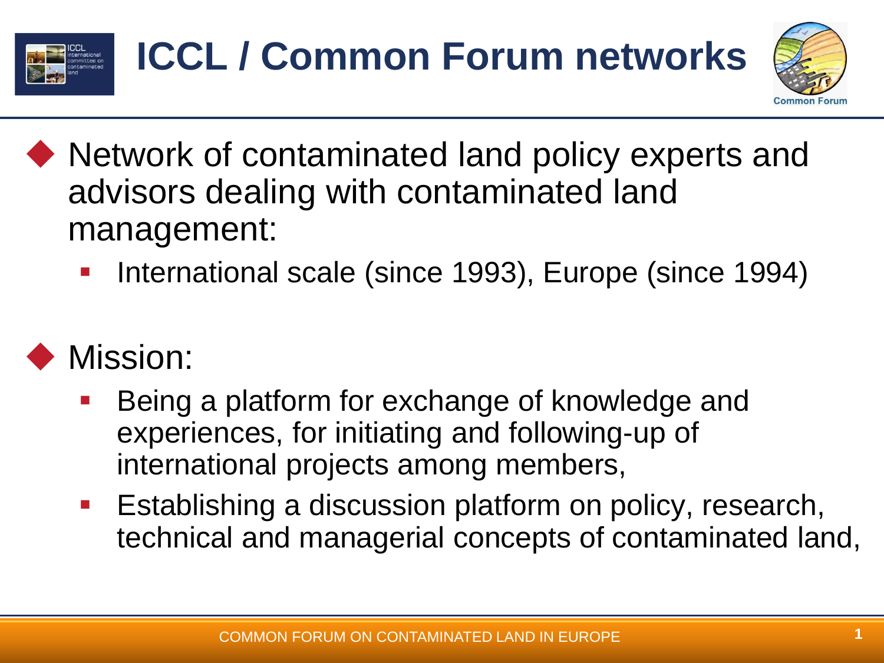# ICCL / Common Forum networks

- Network of contaminated land policy experts and advisors dealing with contaminated land management:
  - International scale (since 1993), Europe (since 1994)

- Mission:
  - Being a platform for exchange of knowledge and experiences, for initiating and following-up of international projects among members,
  - Establishing a discussion platform on policy, research, technical and managerial concepts of contaminated land,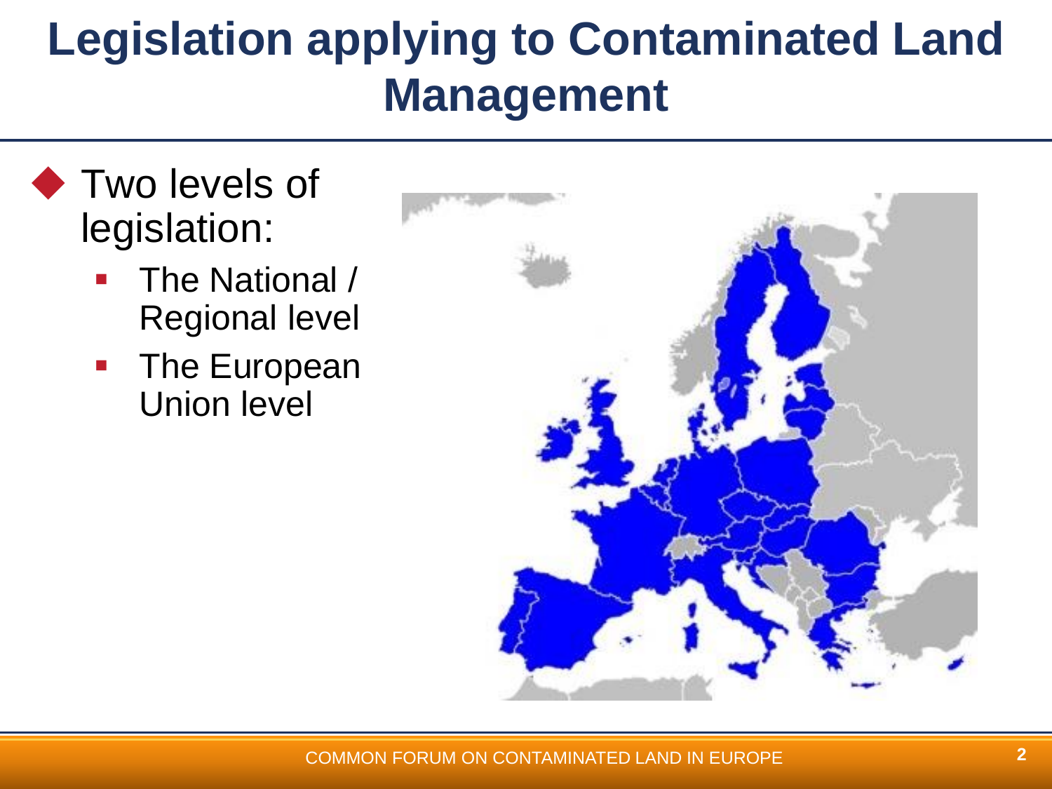# Legislation applying to Contaminated Land Management

- Two levels of legislation:
  - The National / Regional level
  - The European Union level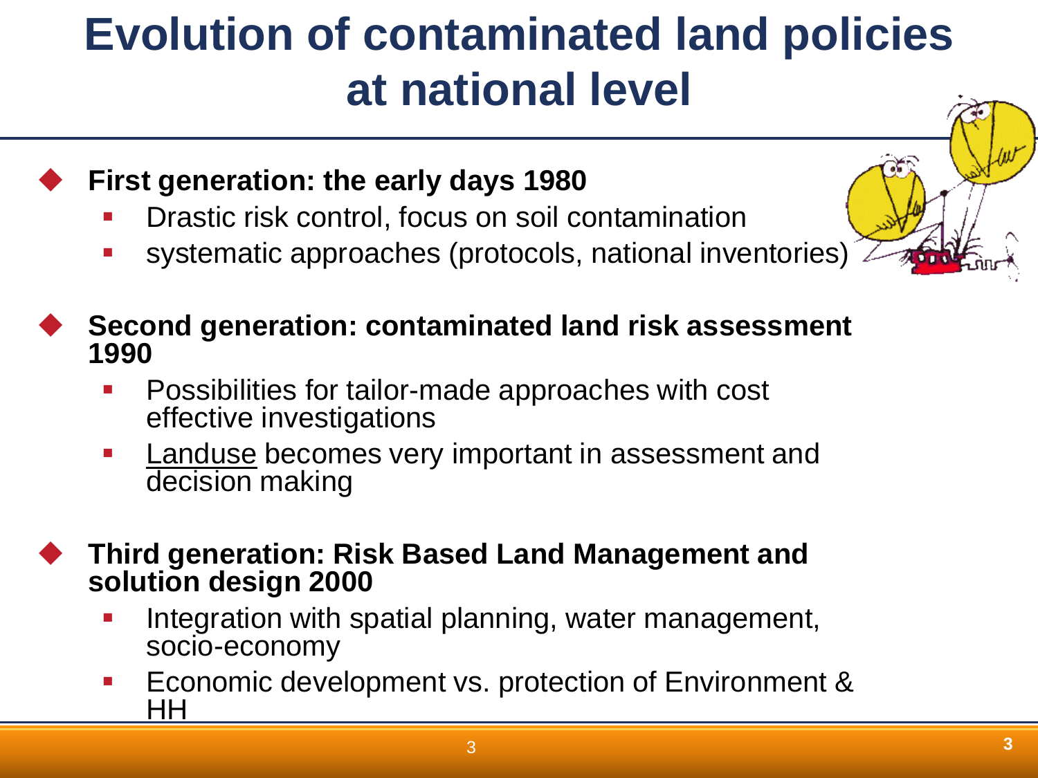# Evolution of contaminated land policies at national level

- **First generation: the early days 1980**
  - Drastic risk control, focus on soil contamination
  - systematic approaches (protocols, national inventories)
- **Second generation: contaminated land risk assessment 1990**
  - Possibilities for tailor-made approaches with cost effective investigations
  - Landuse becomes very important in assessment and decision making
- **Third generation: Risk Based Land Management and solution design 2000**
  - Integration with spatial planning, water management, socio-economy
  - Economic development vs. protection of Environment & HH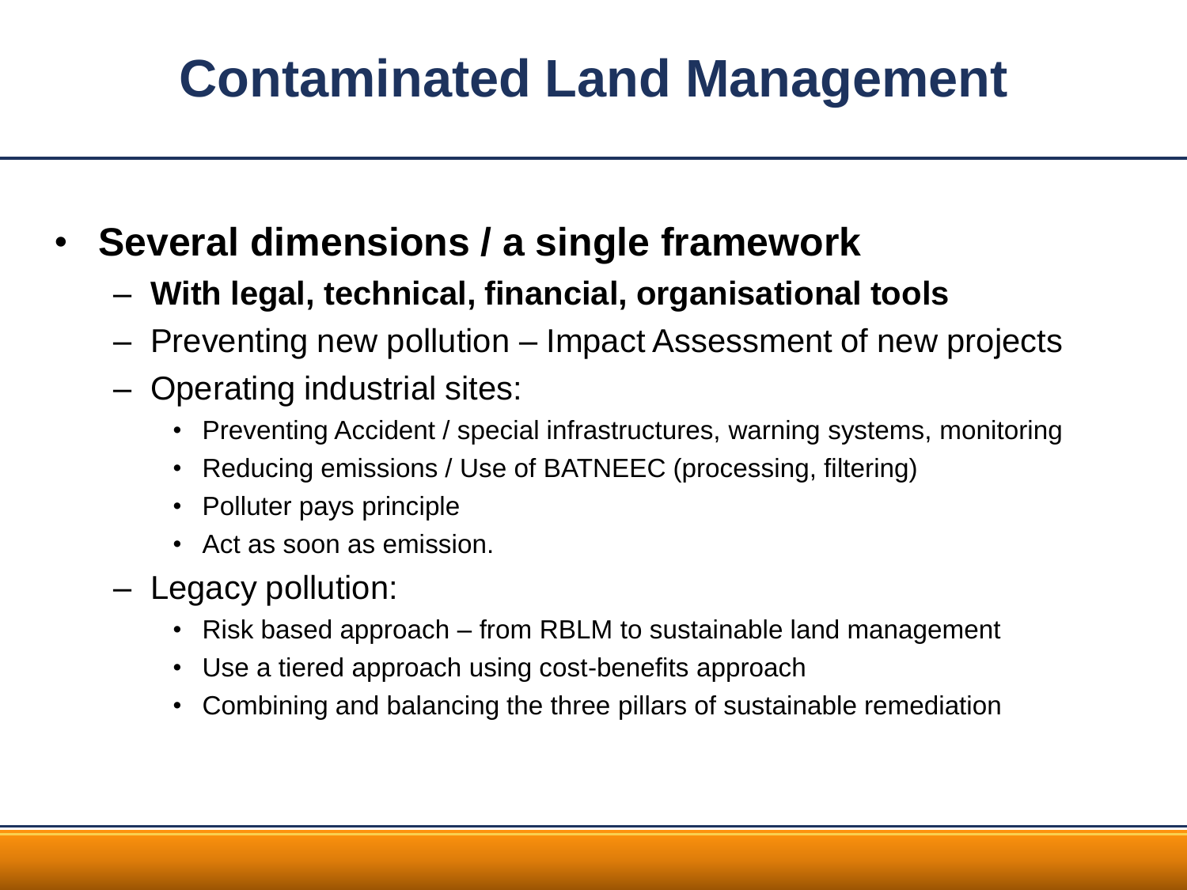# Contaminated Land Management

- **Several dimensions / a single framework**
  - **With legal, technical, financial, organisational tools**
  - Preventing new pollution – Impact Assessment of new projects
  - Operating industrial sites:
    - Preventing Accident / special infrastructures, warning systems, monitoring
    - Reducing emissions / Use of BATNEEC (processing, filtering)
    - Polluter pays principle
    - Act as soon as emission.
  - Legacy pollution:
    - Risk based approach – from RBLM to sustainable land management
    - Use a tiered approach using cost-benefits approach
    - Combining and balancing the three pillars of sustainable remediation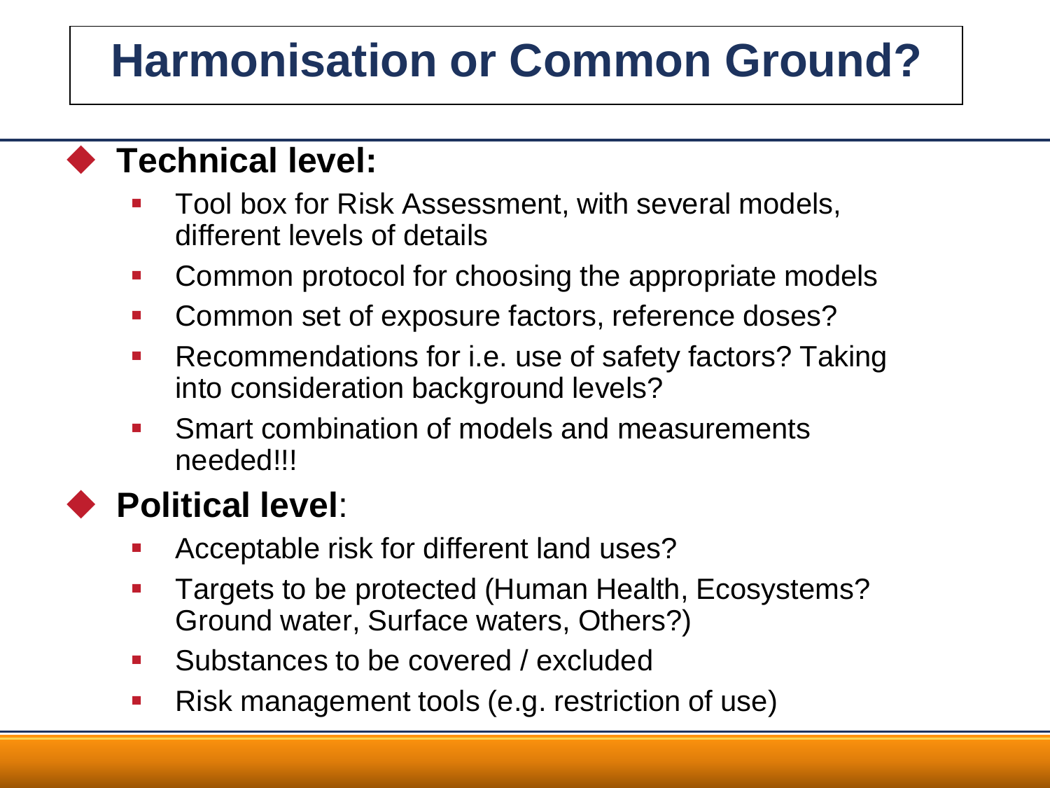# Harmonisation or Common Ground?

- **Technical level:**
  - Tool box for Risk Assessment, with several models, different levels of details
  - Common protocol for choosing the appropriate models
  - Common set of exposure factors, reference doses?
  - Recommendations for i.e. use of safety factors? Taking into consideration background levels?
  - Smart combination of models and measurements needed!!!
- **Political level**:
  - Acceptable risk for different land uses?
  - Targets to be protected (Human Health, Ecosystems? Ground water, Surface waters, Others?)
  - Substances to be covered / excluded
  - Risk management tools (e.g. restriction of use)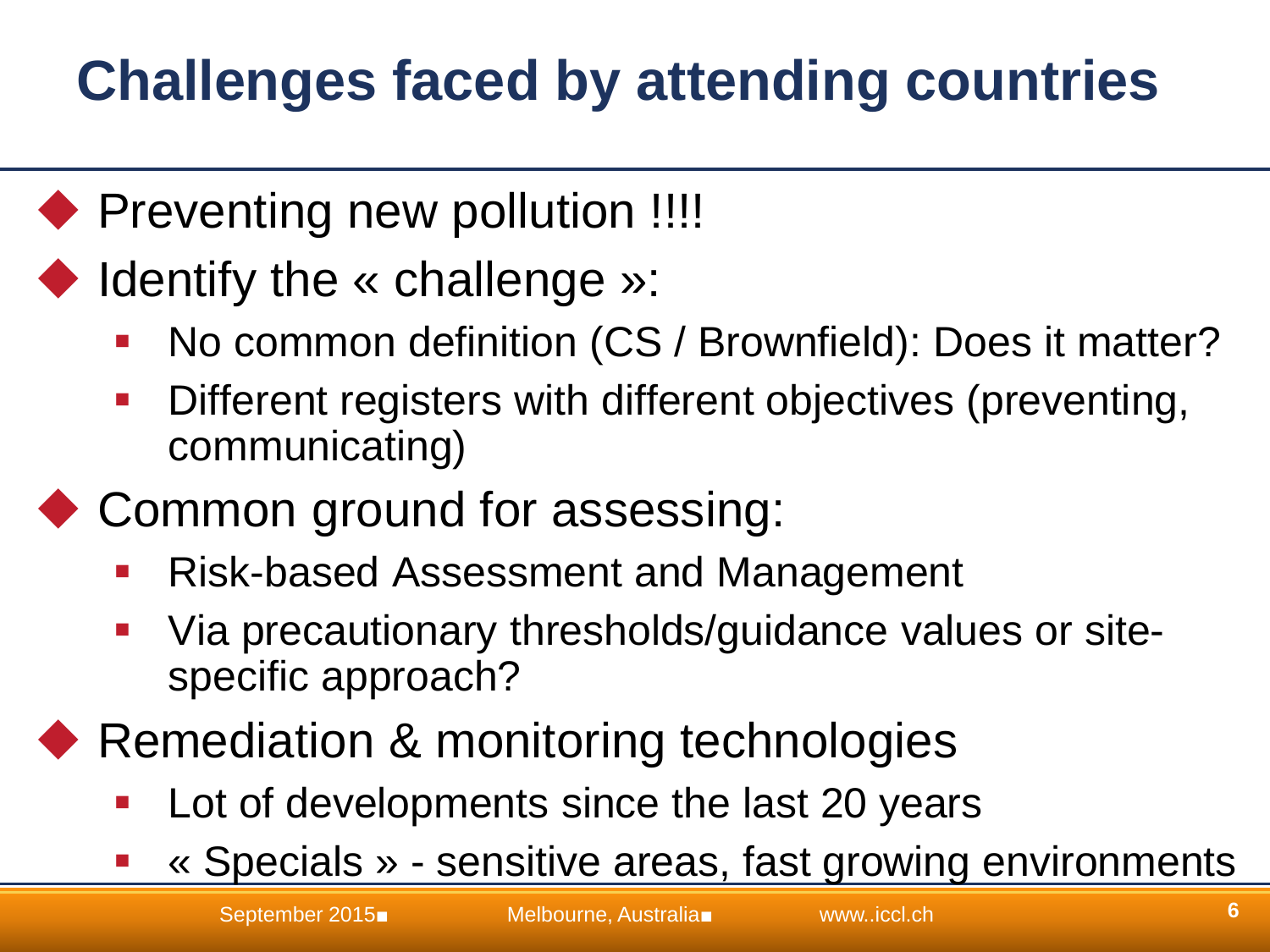# Challenges faced by attending countries

- Preventing new pollution !!!!
- Identify the « challenge »:
  - No common definition (CS / Brownfield): Does it matter?
  - Different registers with different objectives (preventing, communicating)
- Common ground for assessing:
  - Risk-based Assessment and Management
  - Via precautionary thresholds/guidance values or site-specific approach?
- Remediation & monitoring technologies
  - Lot of developments since the last 20 years
  - « Specials » - sensitive areas, fast growing environments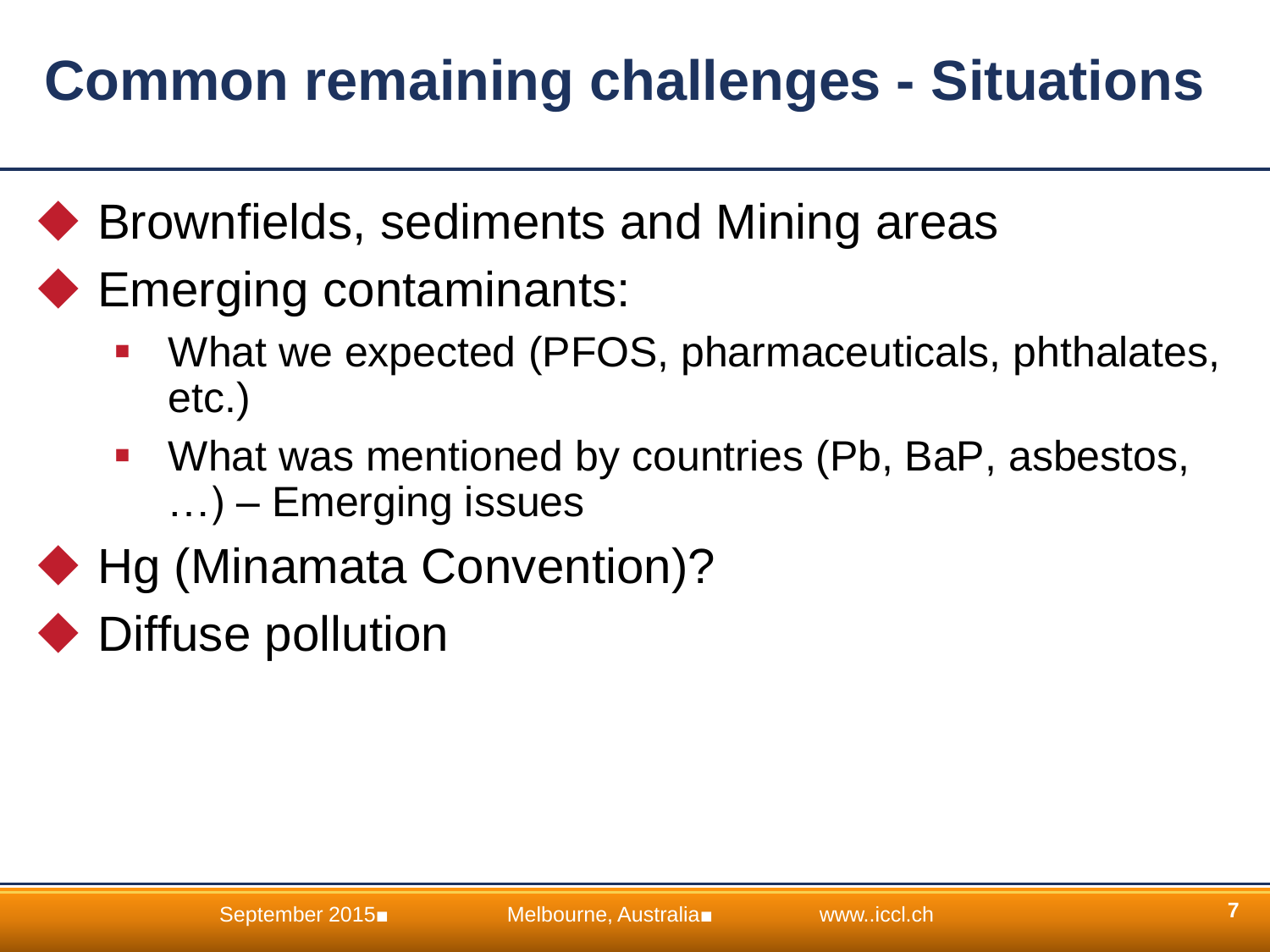# Common remaining challenges - Situations

- Brownfields, sediments and Mining areas
- Emerging contaminants:
  - What we expected (PFOS, pharmaceuticals, phthalates, etc.)
  - What was mentioned by countries (Pb, BaP, asbestos, …) – Emerging issues
- Hg (Minamata Convention)?
- Diffuse pollution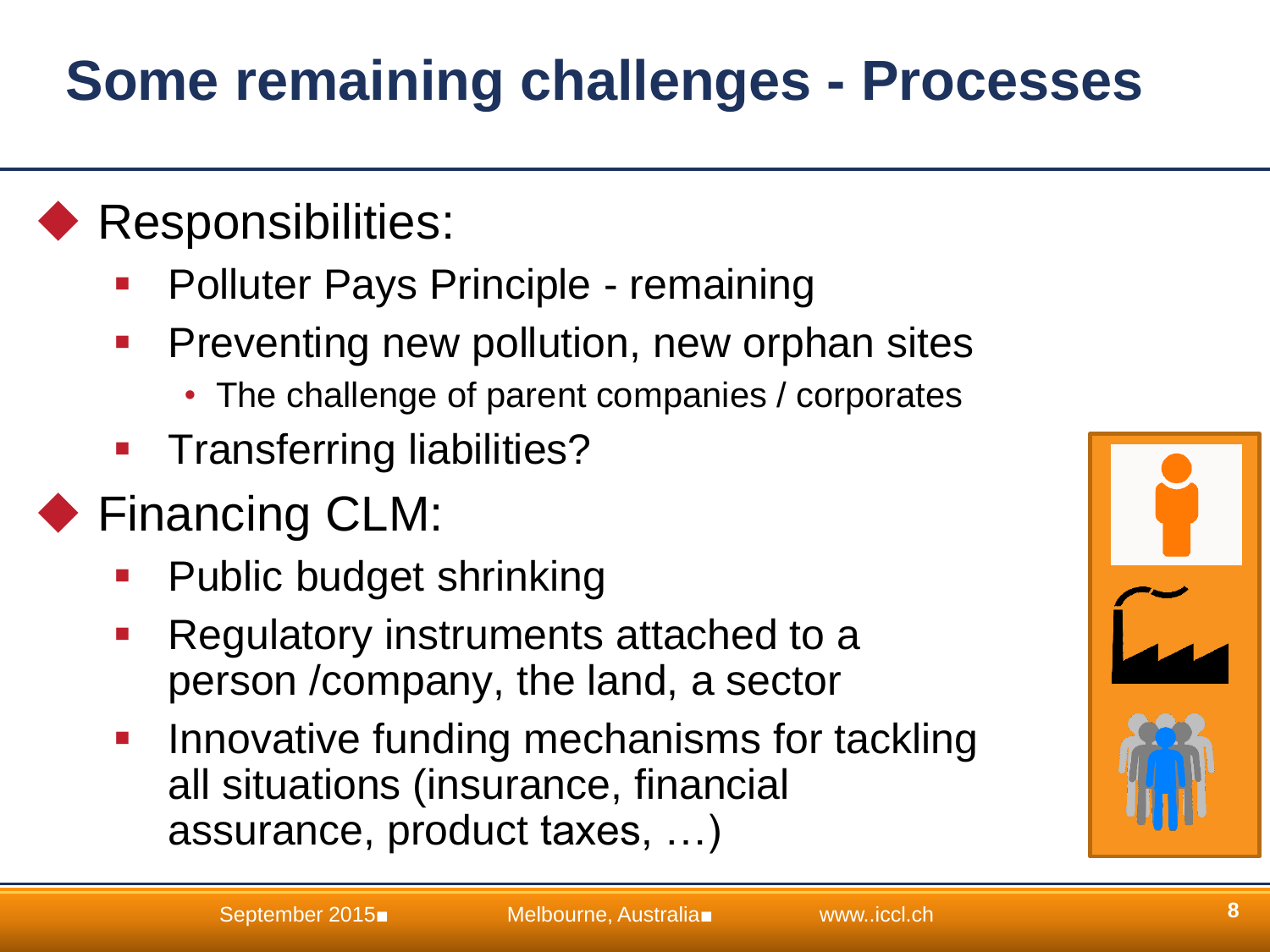# Some remaining challenges - Processes

- Responsibilities:
  - Polluter Pays Principle - remaining
  - Preventing new pollution, new orphan sites
    - The challenge of parent companies / corporates
  - Transferring liabilities?
- Financing CLM:
  - Public budget shrinking
  - Regulatory instruments attached to a person /company, the land, a sector
  - Innovative funding mechanisms for tackling all situations (insurance, financial assurance, product taxes, …)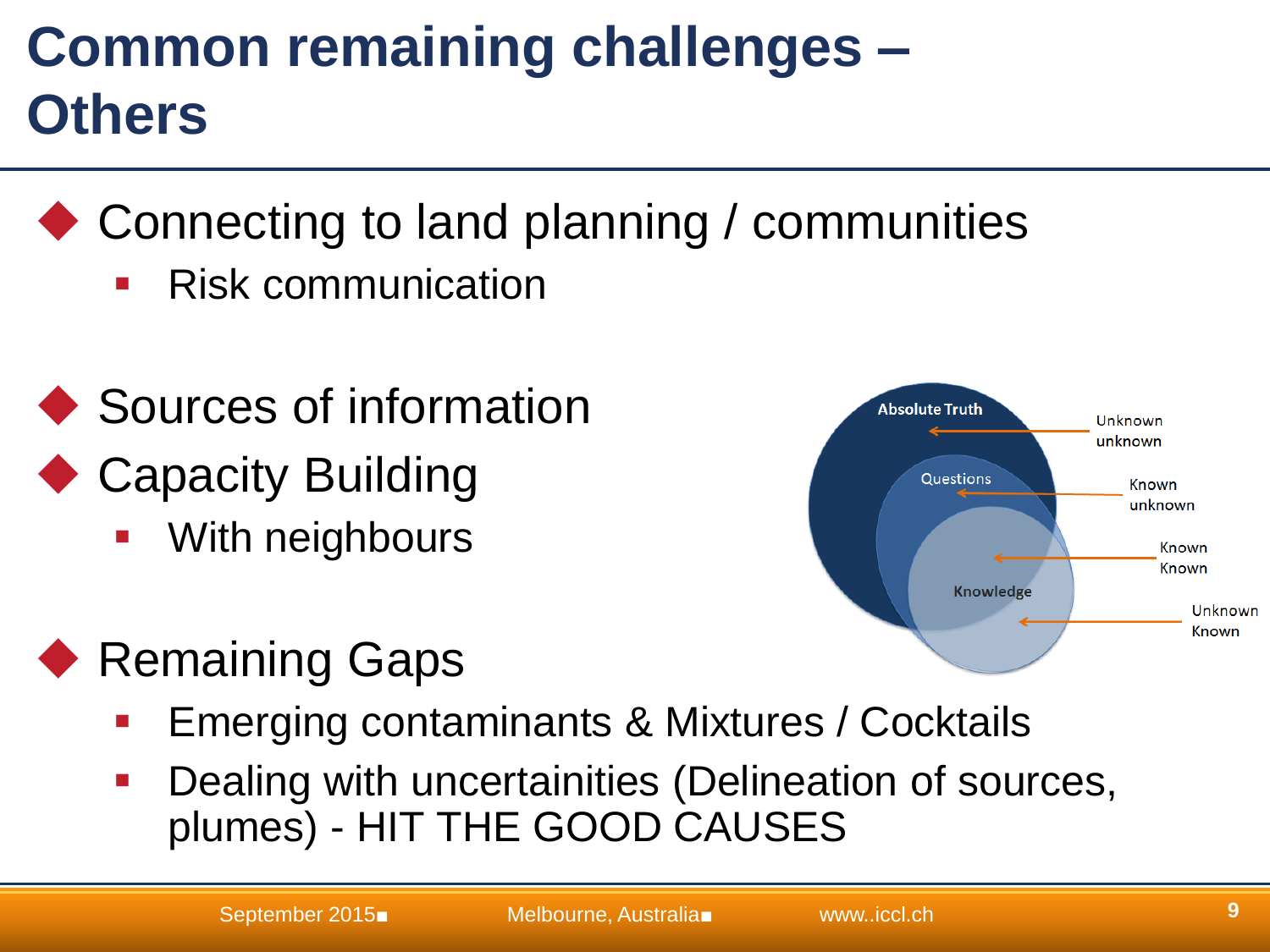# Common remaining challenges – Others

- Connecting to land planning / communities
  - Risk communication

- Sources of information
- Capacity Building
  - With neighbours

Absolute Truth — Unknown unknown

Questions — Known unknown

Knowledge — Known Known

Unknown Known

- Remaining Gaps
  - Emerging contaminants & Mixtures / Cocktails
  - Dealing with uncertainities (Delineation of sources, plumes) - HIT THE GOOD CAUSES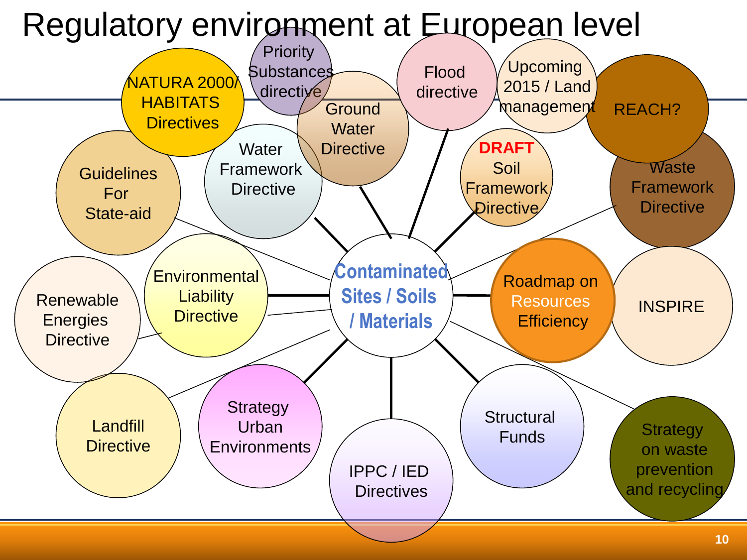# Regulatory environment at European level

- Contaminated Sites / Soils / Materials
- NATURA 2000/ HABITATS Directives
- Priority Substances directive
- Ground Water Directive
- Flood directive
- Upcoming 2015 / Land management
- REACH?
- Guidelines For State-aid
- Water Framework Directive
- **DRAFT** Soil Framework Directive
- Waste Framework Directive
- Renewable Energies Directive
- Environmental Liability Directive
- Roadmap on Resources Efficiency
- INSPIRE
- Landfill Directive
- Strategy Urban Environments
- IPPC / IED Directives
- Structural Funds
- Strategy on waste prevention and recycling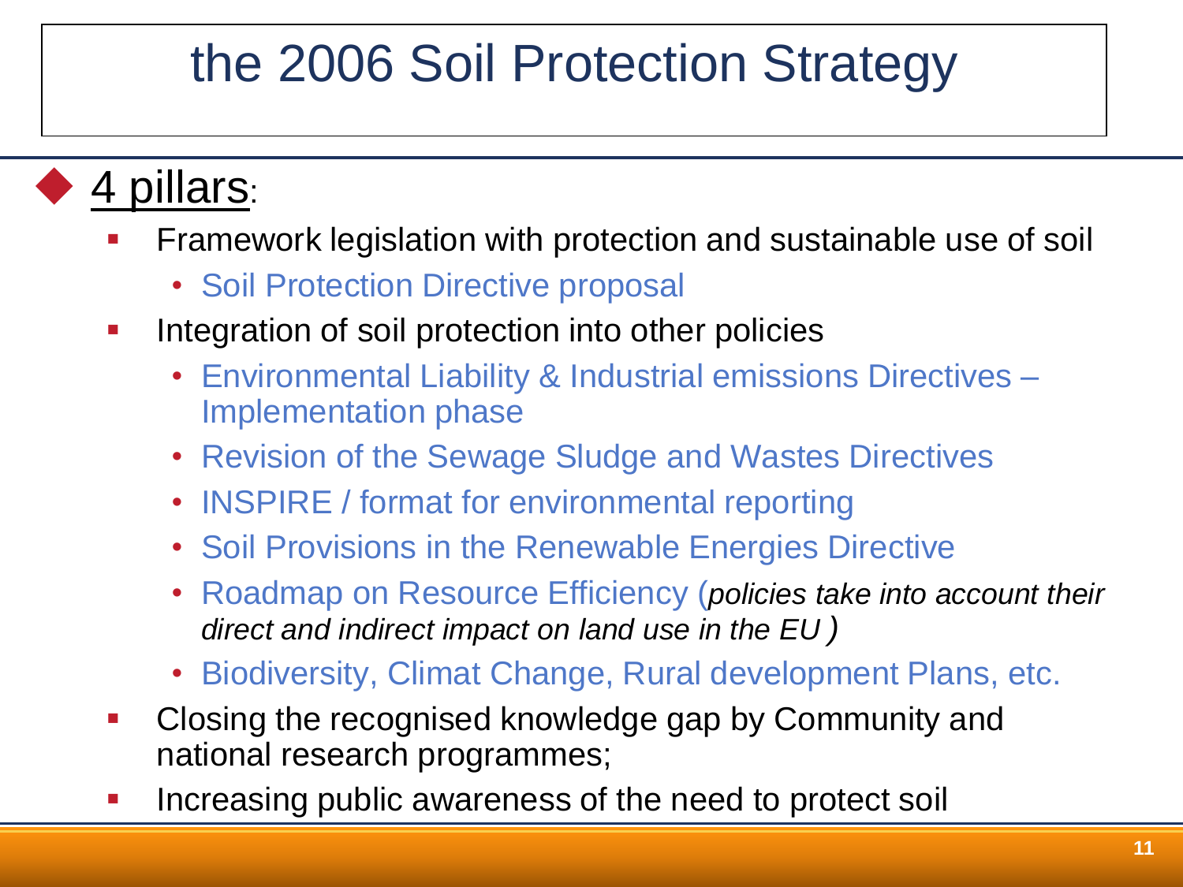# the 2006 Soil Protection Strategy

- 4 pillars:
  - Framework legislation with protection and sustainable use of soil
    - Soil Protection Directive proposal
  - Integration of soil protection into other policies
    - Environmental Liability & Industrial emissions Directives – Implementation phase
    - Revision of the Sewage Sludge and Wastes Directives
    - INSPIRE / format for environmental reporting
    - Soil Provisions in the Renewable Energies Directive
    - Roadmap on Resource Efficiency (*policies take into account their direct and indirect impact on land use in the EU* )
    - Biodiversity, Climat Change, Rural development Plans, etc.
  - Closing the recognised knowledge gap by Community and national research programmes;
  - Increasing public awareness of the need to protect soil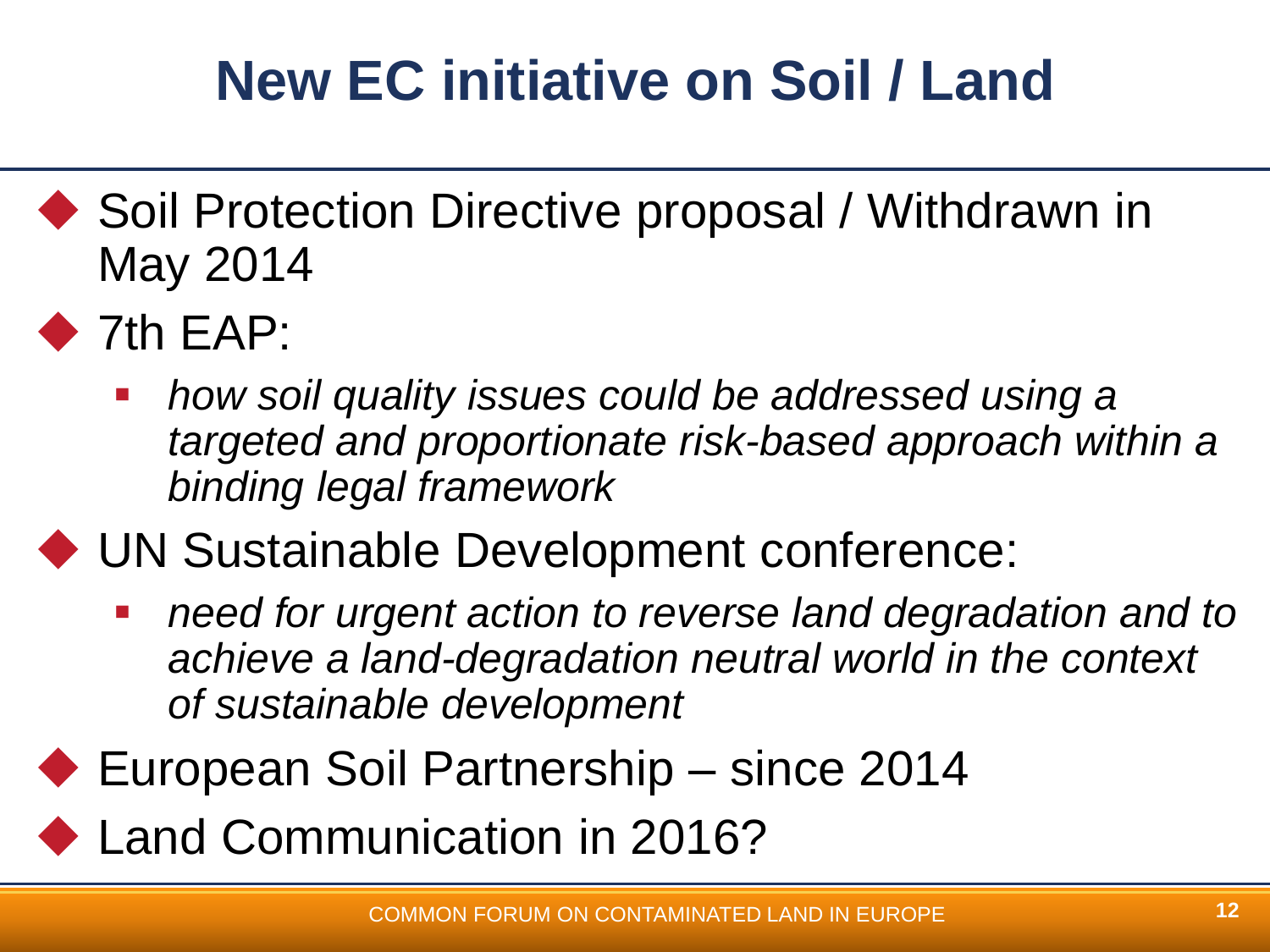# New EC initiative on Soil / Land

- Soil Protection Directive proposal / Withdrawn in May 2014
- 7th EAP:
  - *how soil quality issues could be addressed using a targeted and proportionate risk-based approach within a binding legal framework*
- UN Sustainable Development conference:
  - *need for urgent action to reverse land degradation and to achieve a land-degradation neutral world in the context of sustainable development*
- European Soil Partnership – since 2014
- Land Communication in 2016?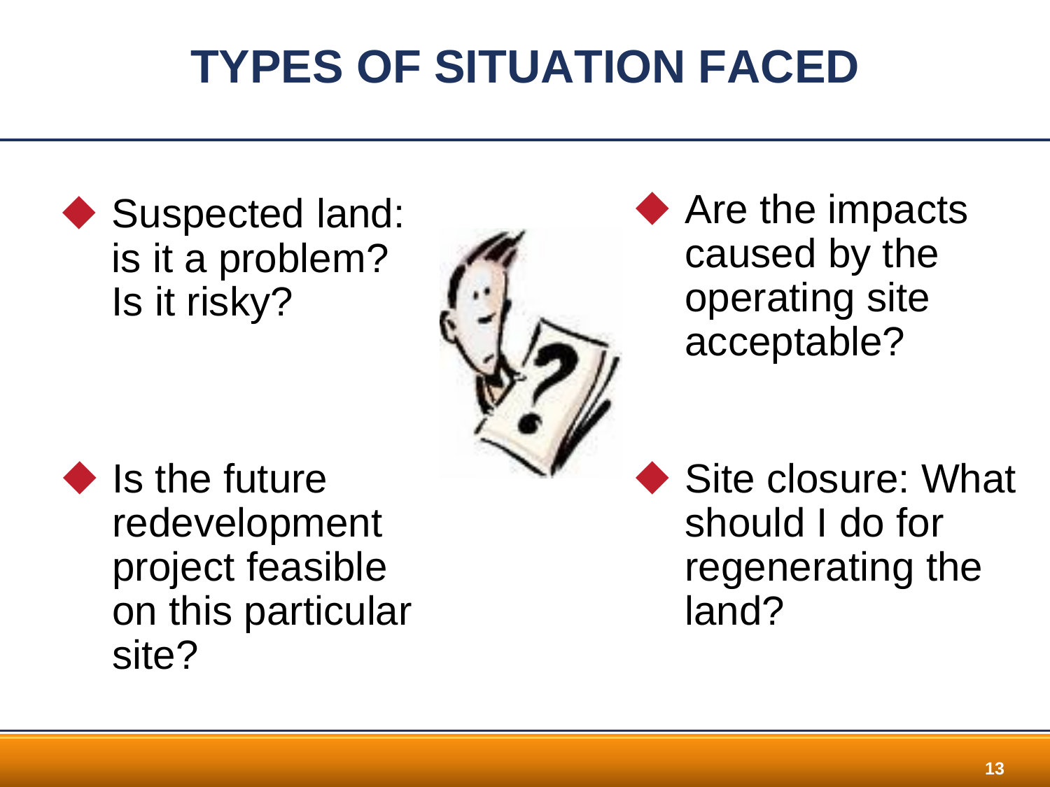# TYPES OF SITUATION FACED

- Suspected land: is it a problem? Is it risky?
- Are the impacts caused by the operating site acceptable?
- Is the future redevelopment project feasible on this particular site?
- Site closure: What should I do for regenerating the land?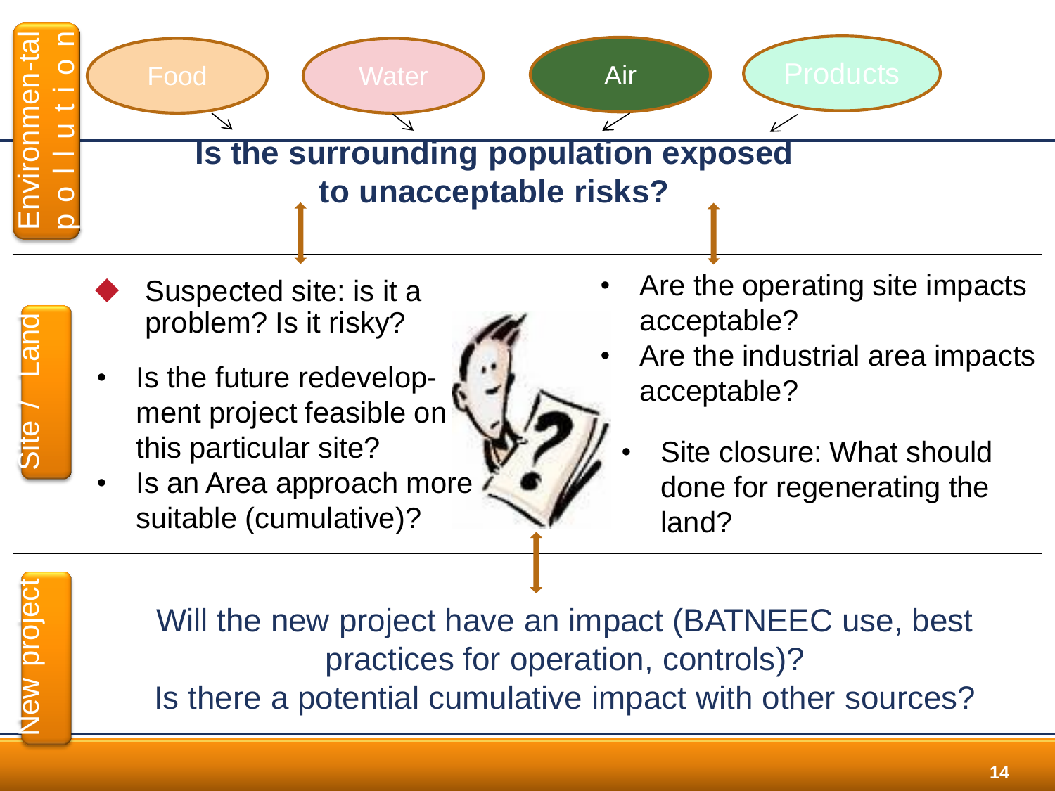## Environmental pollution

Food — Water — Air — Products

**Is the surrounding population exposed to unacceptable risks?**

## Site / Land

- Suspected site: is it a problem? Is it risky?
- Is the future redevelopment project feasible on this particular site?
- Is an Area approach more suitable (cumulative)?

- Are the operating site impacts acceptable?
- Are the industrial area impacts acceptable?
- Site closure: What should done for regenerating the land?

## New project

Will the new project have an impact (BATNEEC use, best practices for operation, controls)?

Is there a potential cumulative impact with other sources?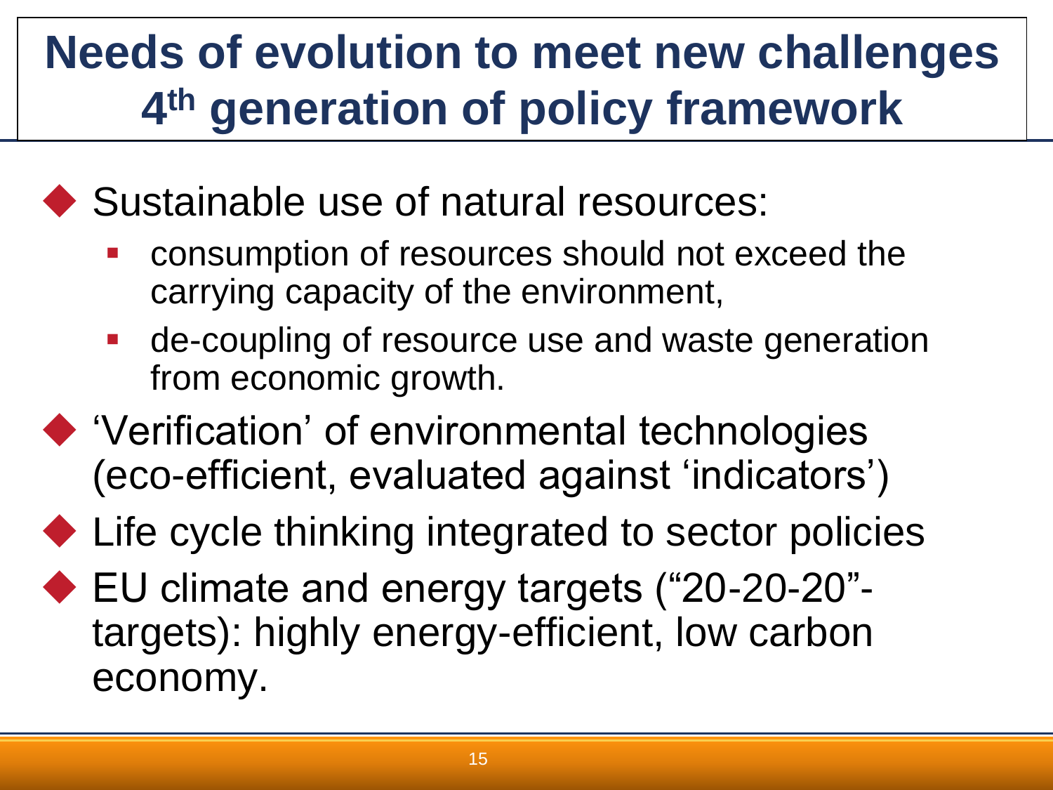# Needs of evolution to meet new challenges 4th generation of policy framework

- Sustainable use of natural resources:
  - consumption of resources should not exceed the carrying capacity of the environment,
  - de-coupling of resource use and waste generation from economic growth.
- 'Verification' of environmental technologies (eco-efficient, evaluated against 'indicators')
- Life cycle thinking integrated to sector policies
- EU climate and energy targets ("20-20-20"-targets): highly energy-efficient, low carbon economy.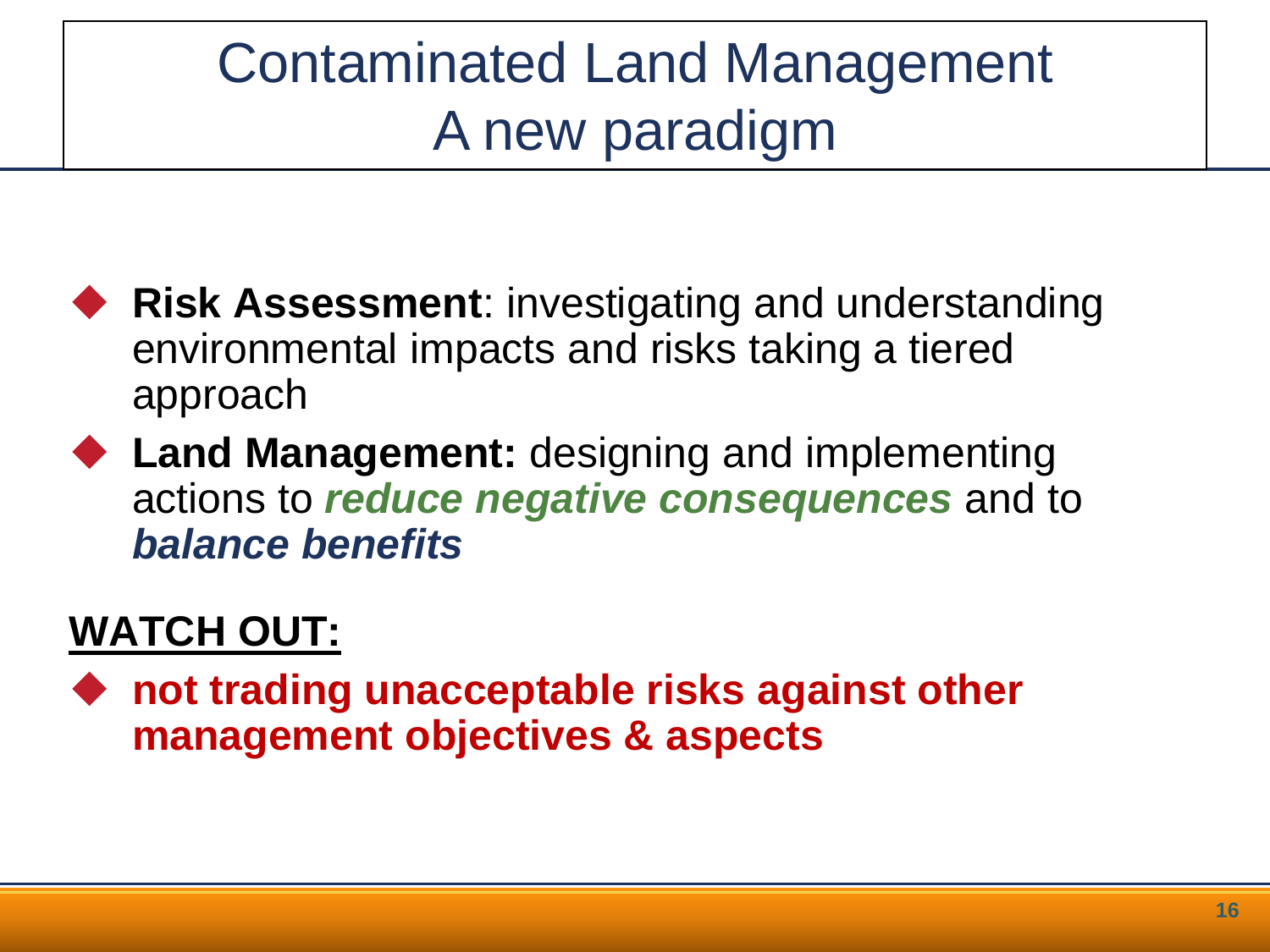# Contaminated Land Management A new paradigm

- **Risk Assessment**: investigating and understanding environmental impacts and risks taking a tiered approach
- **Land Management:** designing and implementing actions to ***reduce negative consequences*** and to ***balance benefits***

**WATCH OUT:**

- **not trading unacceptable risks against other management objectives & aspects**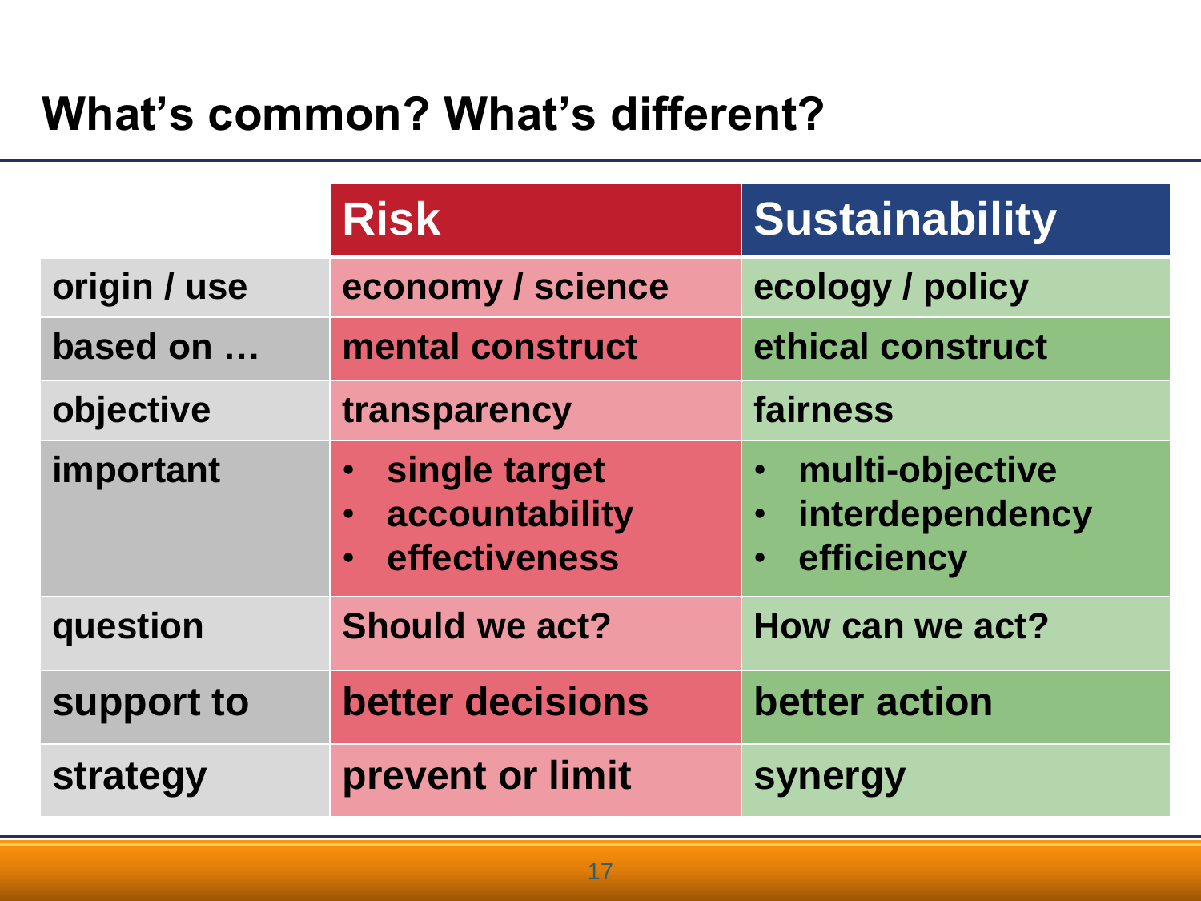# What's common? What's different?

| | Risk | Sustainability |
|---|---|---|
| origin / use | economy / science | ecology / policy |
| based on … | mental construct | ethical construct |
| objective | transparency | fairness |
| important | • single target<br>• accountability<br>• effectiveness | • multi-objective<br>• interdependency<br>• efficiency |
| question | Should we act? | How can we act? |
| support to | better decisions | better action |
| strategy | prevent or limit | synergy |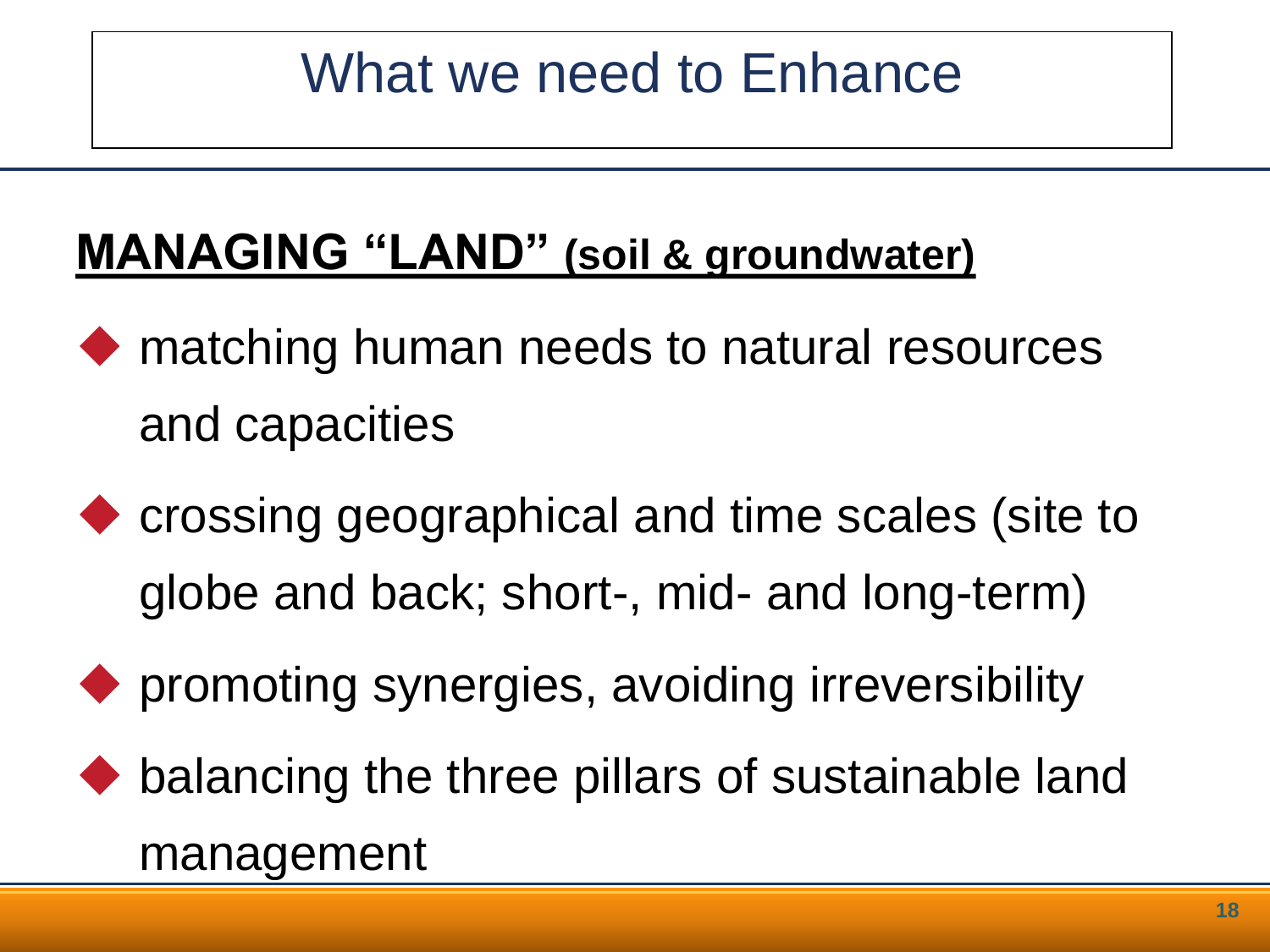# What we need to Enhance

**MANAGING "LAND" (soil & groundwater)**

- matching human needs to natural resources and capacities
- crossing geographical and time scales (site to globe and back; short-, mid- and long-term)
- promoting synergies, avoiding irreversibility
- balancing the three pillars of sustainable land management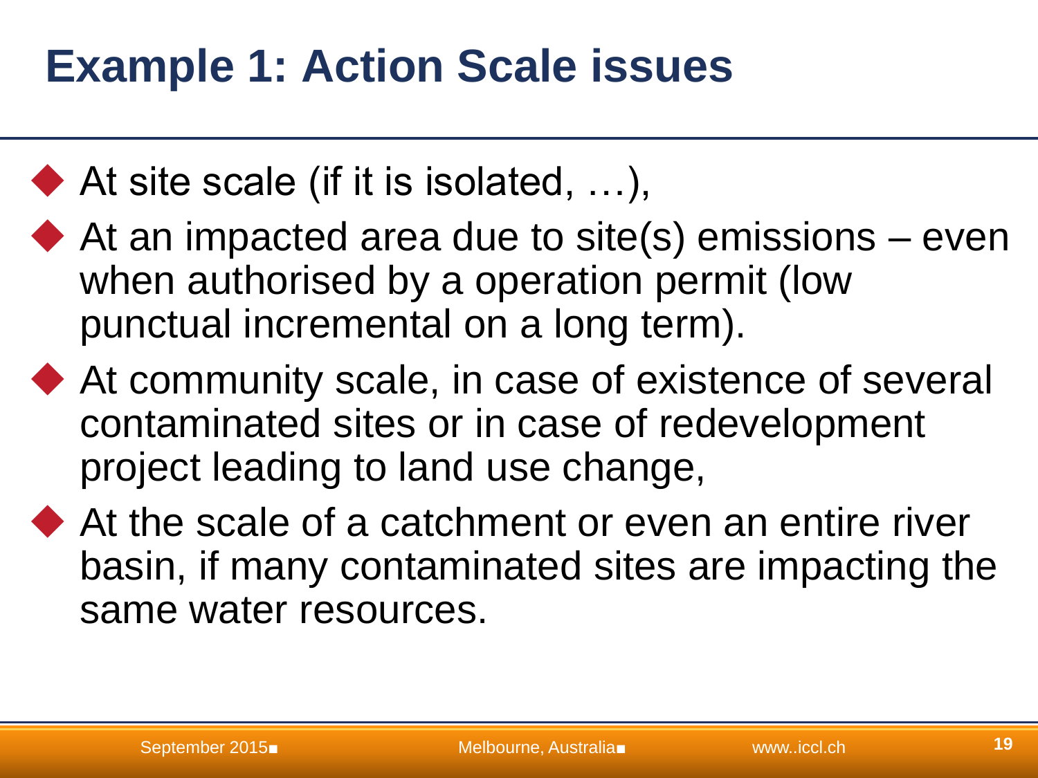# Example 1: Action Scale issues

- At site scale (if it is isolated, …),
- At an impacted area due to site(s) emissions – even when authorised by a operation permit (low punctual incremental on a long term).
- At community scale, in case of existence of several contaminated sites or in case of redevelopment project leading to land use change,
- At the scale of a catchment or even an entire river basin, if many contaminated sites are impacting the same water resources.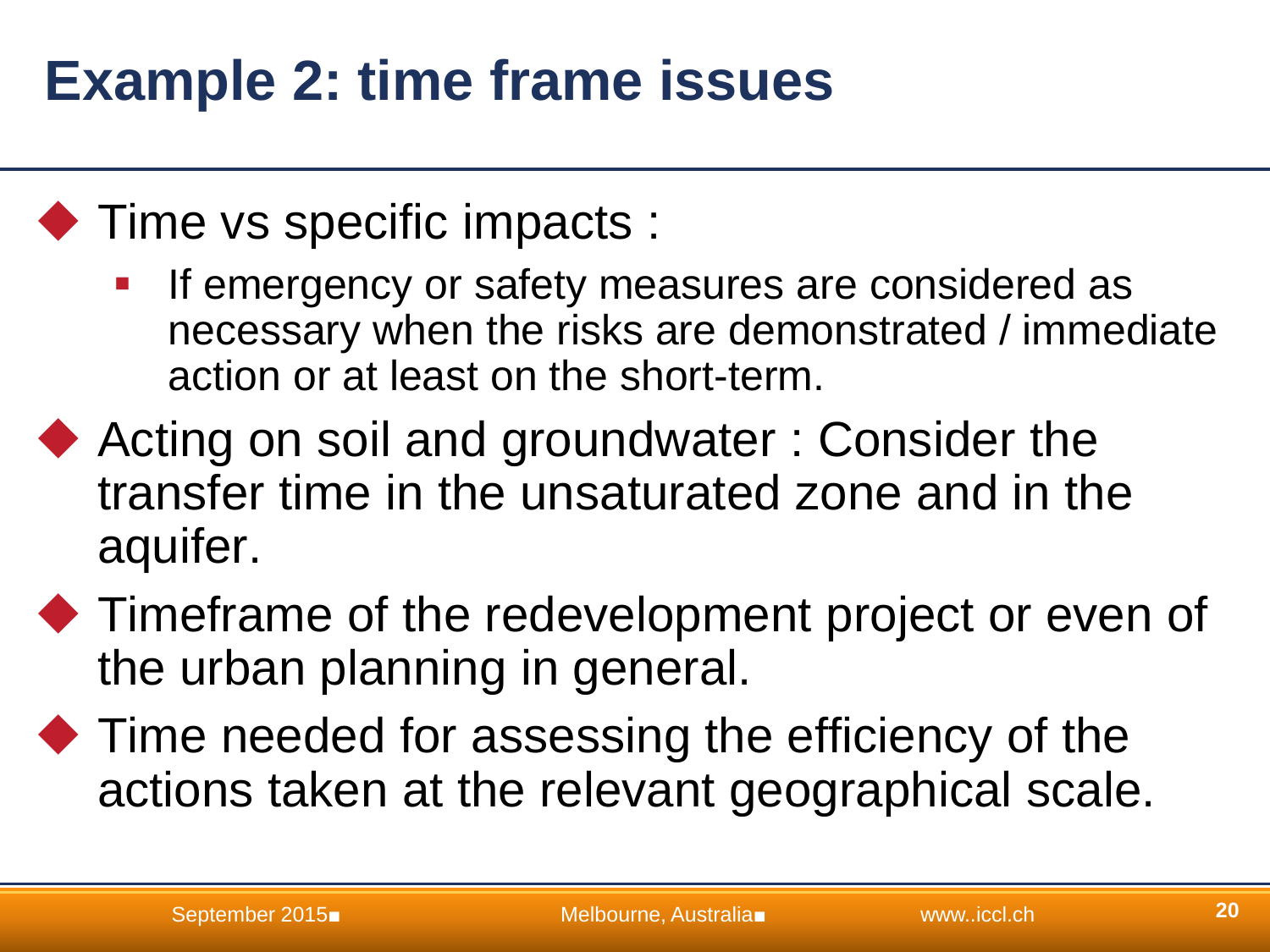# Example 2: time frame issues

- Time vs specific impacts :
  - If emergency or safety measures are considered as necessary when the risks are demonstrated / immediate action or at least on the short-term.
- Acting on soil and groundwater : Consider the transfer time in the unsaturated zone and in the aquifer.
- Timeframe of the redevelopment project or even of the urban planning in general.
- Time needed for assessing the efficiency of the actions taken at the relevant geographical scale.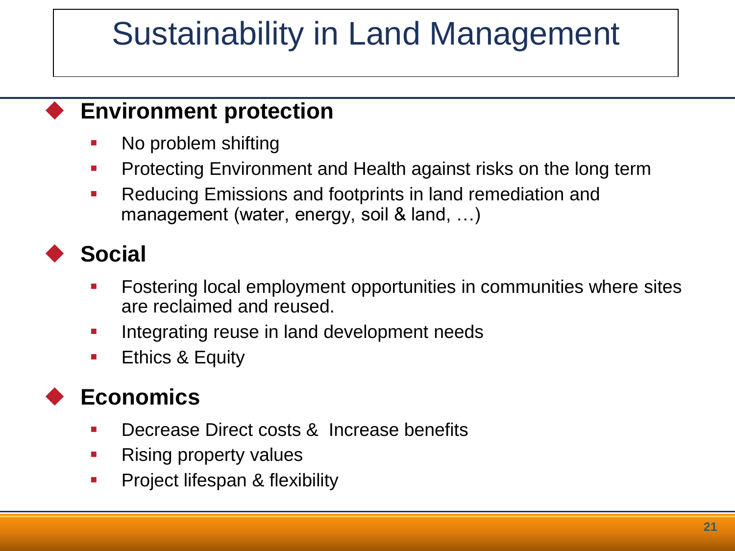# Sustainability in Land Management

## Environment protection

- No problem shifting
- Protecting Environment and Health against risks on the long term
- Reducing Emissions and footprints in land remediation and management (water, energy, soil & land, …)

## Social

- Fostering local employment opportunities in communities where sites are reclaimed and reused.
- Integrating reuse in land development needs
- Ethics & Equity

## Economics

- Decrease Direct costs & Increase benefits
- Rising property values
- Project lifespan & flexibility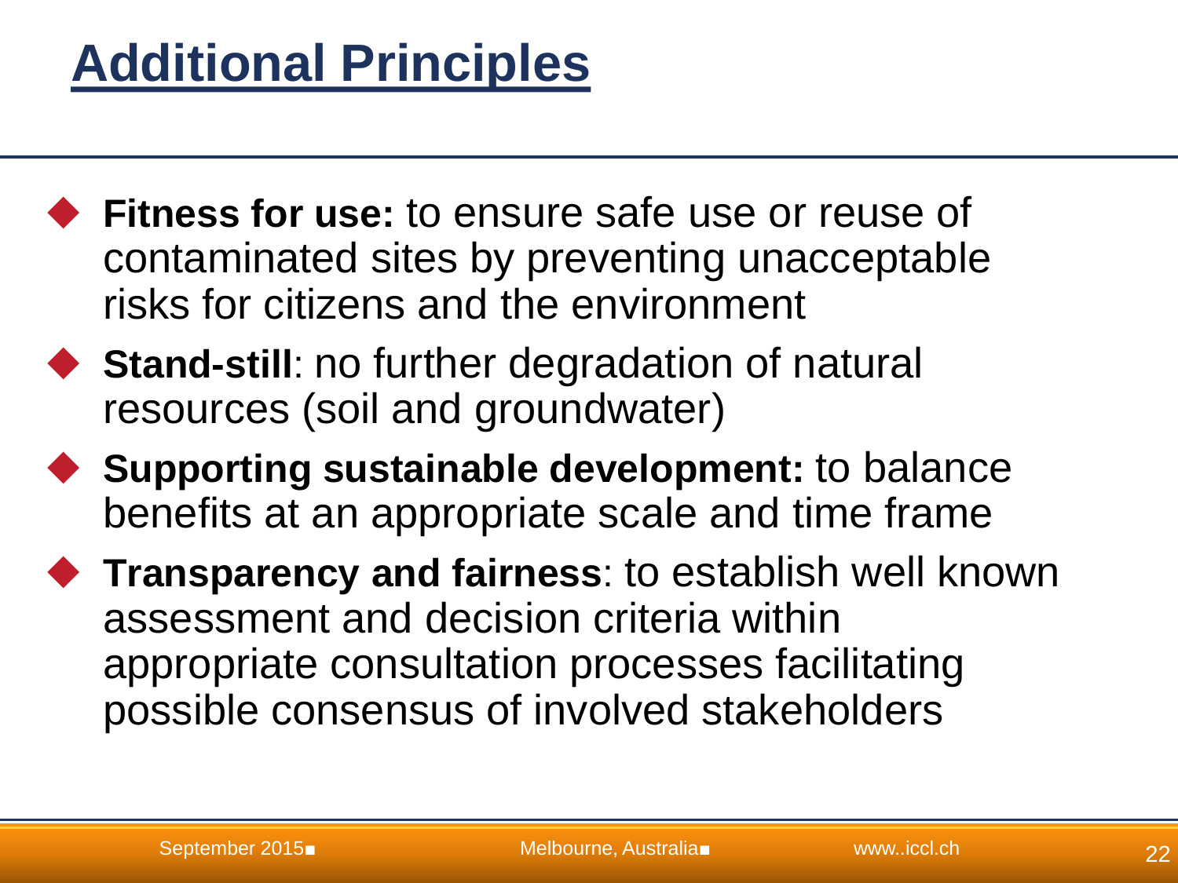# Additional Principles

- **Fitness for use:** to ensure safe use or reuse of contaminated sites by preventing unacceptable risks for citizens and the environment
- **Stand-still**: no further degradation of natural resources (soil and groundwater)
- **Supporting sustainable development:** to balance benefits at an appropriate scale and time frame
- **Transparency and fairness**: to establish well known assessment and decision criteria within appropriate consultation processes facilitating possible consensus of involved stakeholders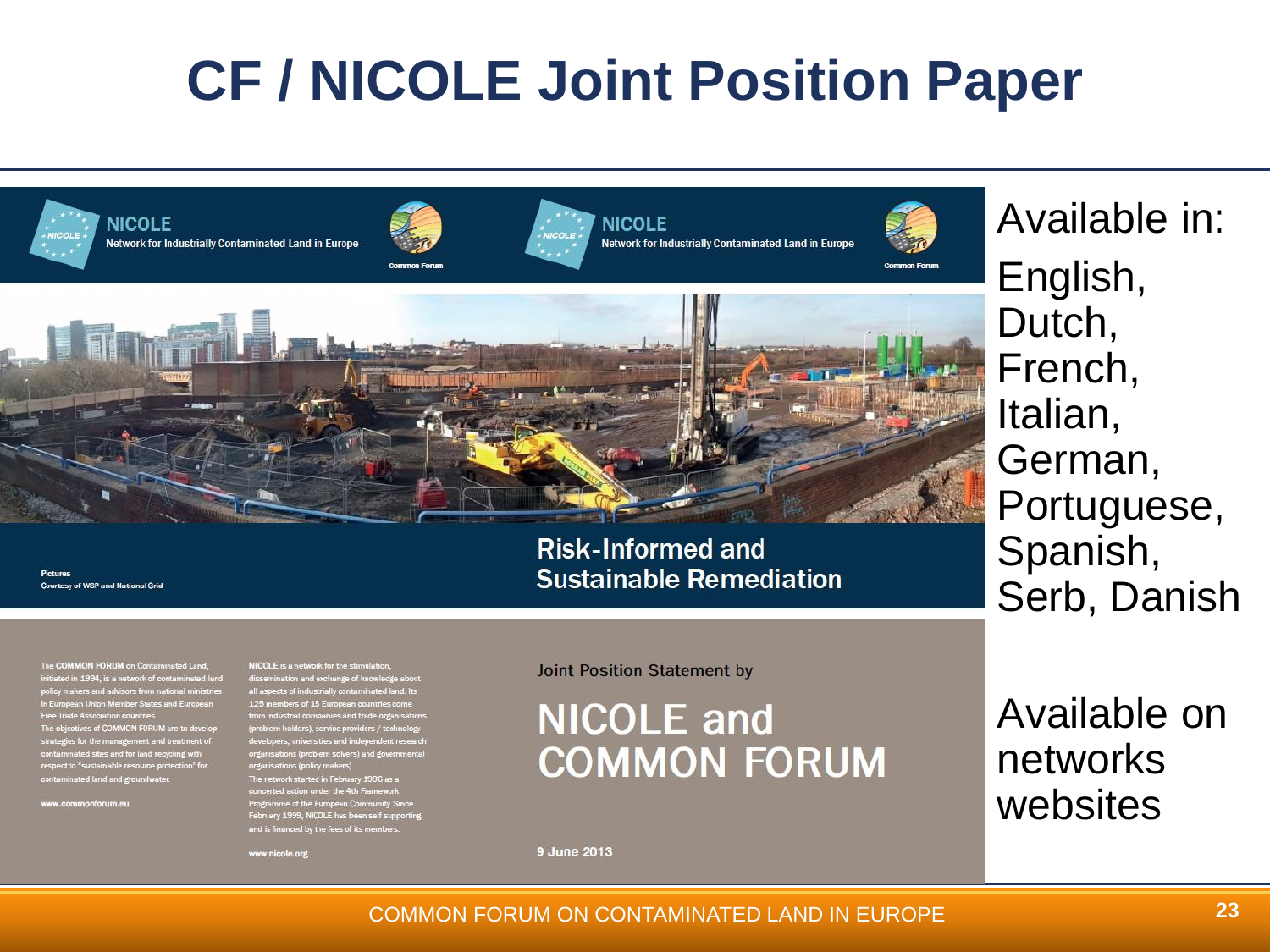# CF / NICOLE Joint Position Paper

**NICOLE**
Network for Industrially Contaminated Land in Europe

Common Forum

**NICOLE**
Network for Industrially Contaminated Land in Europe

Common Forum

Pictures
Courtesy of WSP and National Grid

**Risk-Informed and Sustainable Remediation**

The **COMMON FORUM** on Contaminated Land, initiated in 1994, is a network of contaminated land policy makers and advisors from national ministries in European Union Member States and European Free Trade Association countries.
The objectives of COMMON FORUM are to develop strategies for the management and treatment of contaminated sites and for land recycling with respect to "sustainable resource protection" for contaminated land and groundwater.

www.commonforum.eu

**NICOLE** is a network for the stimulation, dissemination and exchange of knowledge about all aspects of industrially contaminated land. Its 125 members of 15 European countries come from industrial companies and trade organisations (problem holders), service providers / technology developers, universities and independent research organisations (problem solvers) and governmental organisations (policy makers).
The network started in February 1996 as a concerted action under the 4th Framework Programme of the European Community. Since February 1999, NICOLE has been self supporting and is financed by the fees of its members.

www.nicole.org

Joint Position Statement by

**NICOLE and COMMON FORUM**

9 June 2013

Available in:
English, Dutch, French, Italian, German, Portuguese, Spanish, Serb, Danish

Available on networks websites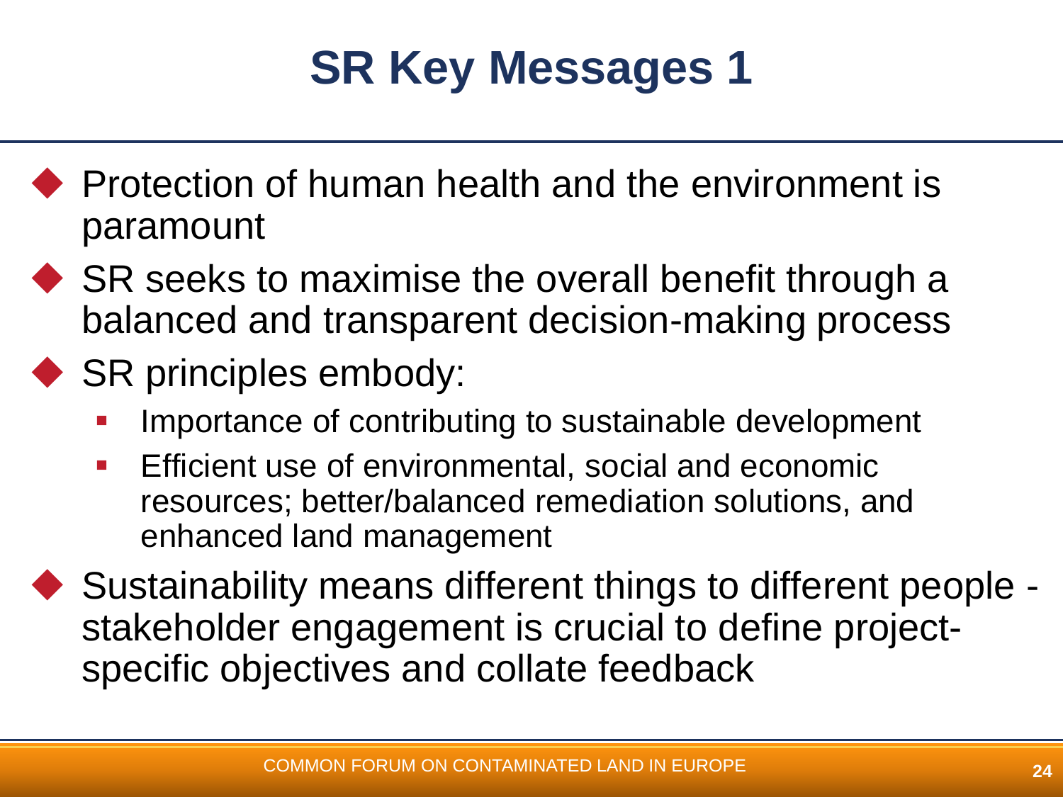# SR Key Messages 1

- Protection of human health and the environment is paramount
- SR seeks to maximise the overall benefit through a balanced and transparent decision-making process
- SR principles embody:
  - Importance of contributing to sustainable development
  - Efficient use of environmental, social and economic resources; better/balanced remediation solutions, and enhanced land management
- Sustainability means different things to different people - stakeholder engagement is crucial to define project-specific objectives and collate feedback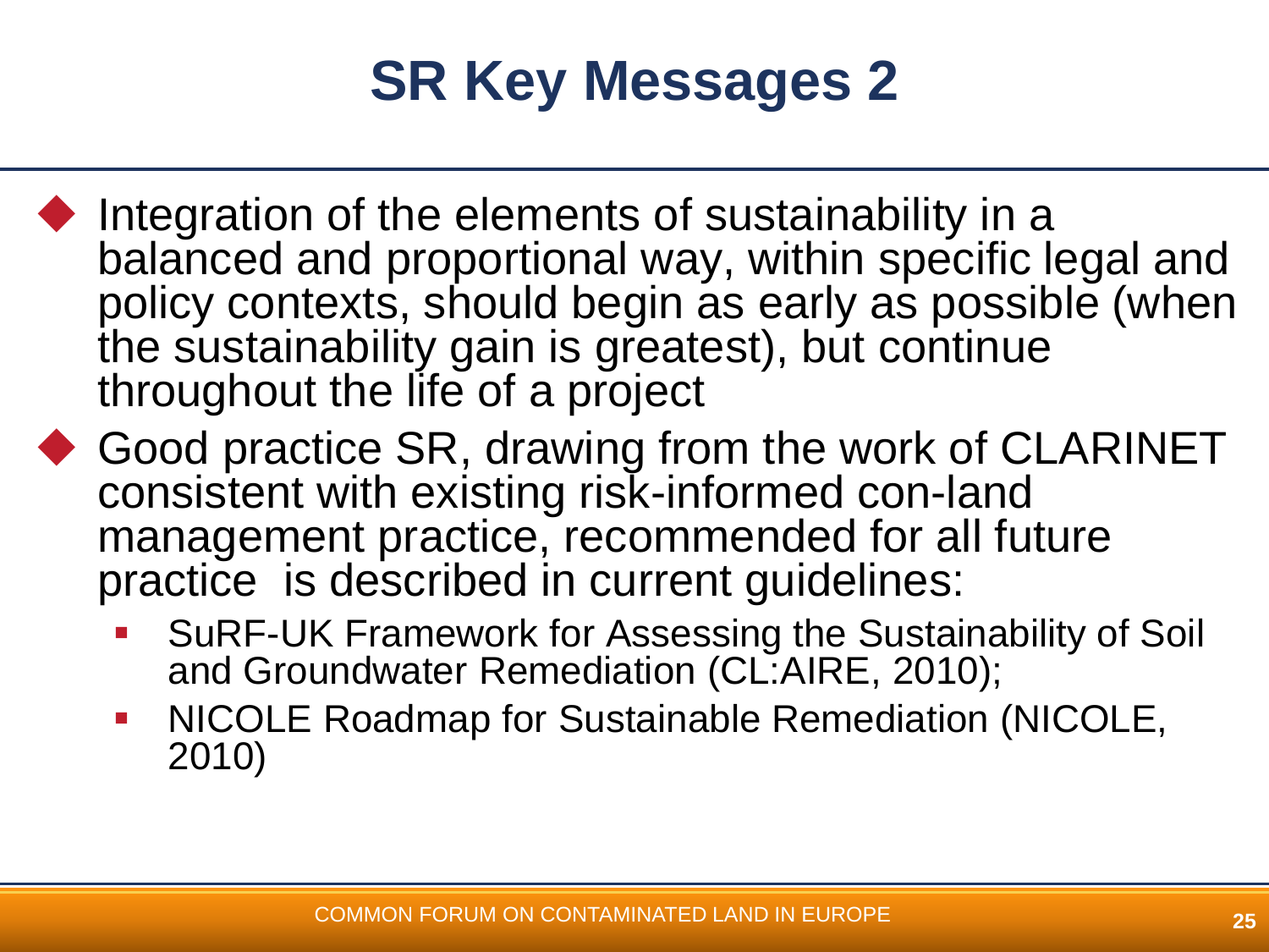# SR Key Messages 2

- Integration of the elements of sustainability in a balanced and proportional way, within specific legal and policy contexts, should begin as early as possible (when the sustainability gain is greatest), but continue throughout the life of a project
- Good practice SR, drawing from the work of CLARINET consistent with existing risk-informed con-land management practice, recommended for all future practice is described in current guidelines:
  - SuRF-UK Framework for Assessing the Sustainability of Soil and Groundwater Remediation (CL:AIRE, 2010);
  - NICOLE Roadmap for Sustainable Remediation (NICOLE, 2010)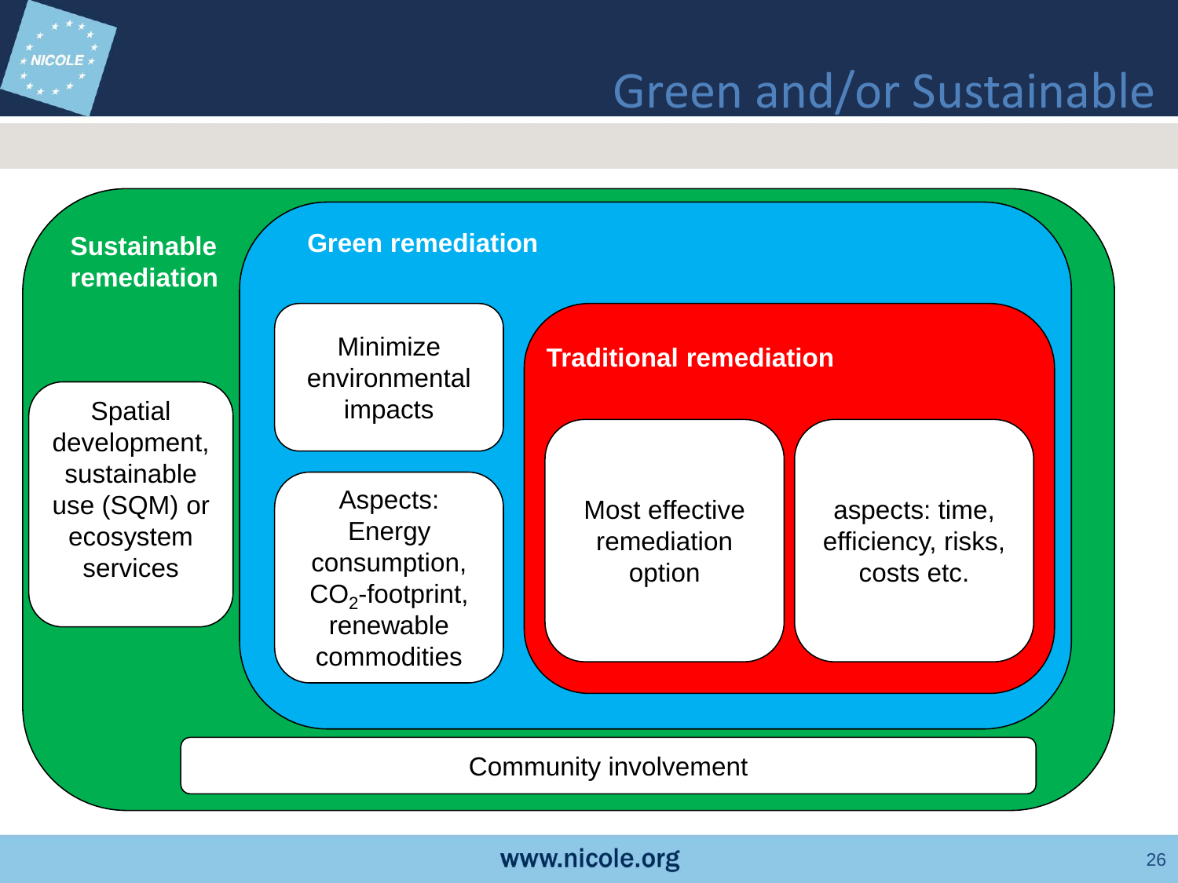# Green and/or Sustainable

**Sustainable remediation**

Spatial development, sustainable use (SQM) or ecosystem services

**Green remediation**

Minimize environmental impacts

Aspects: Energy consumption, $CO_2$-footprint, renewable commodities

**Traditional remediation**

Most effective remediation option

aspects: time, efficiency, risks, costs etc.

Community involvement

www.nicole.org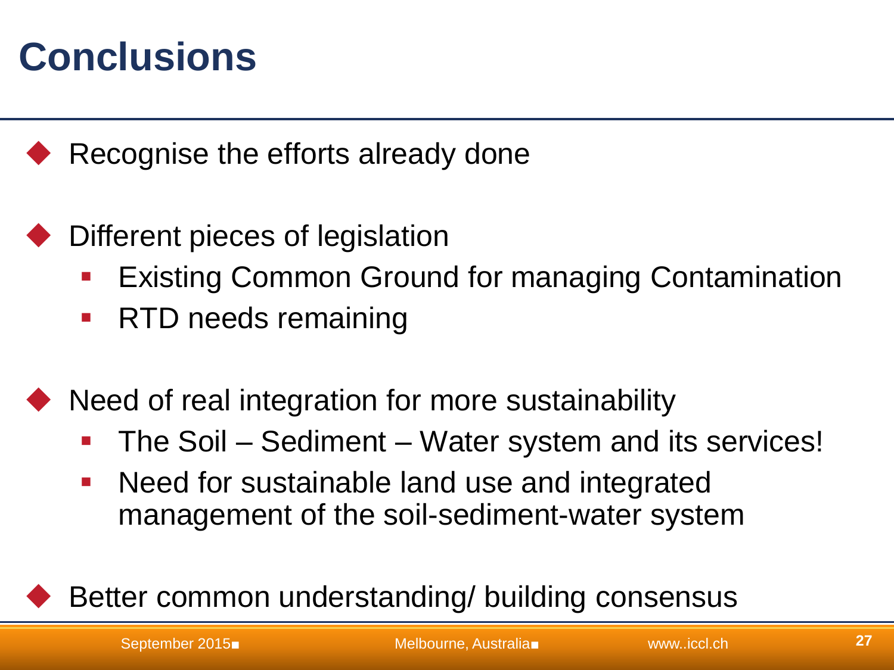# Conclusions

- Recognise the efforts already done

- Different pieces of legislation
  - Existing Common Ground for managing Contamination
  - RTD needs remaining

- Need of real integration for more sustainability
  - The Soil – Sediment – Water system and its services!
  - Need for sustainable land use and integrated management of the soil-sediment-water system

- Better common understanding/ building consensus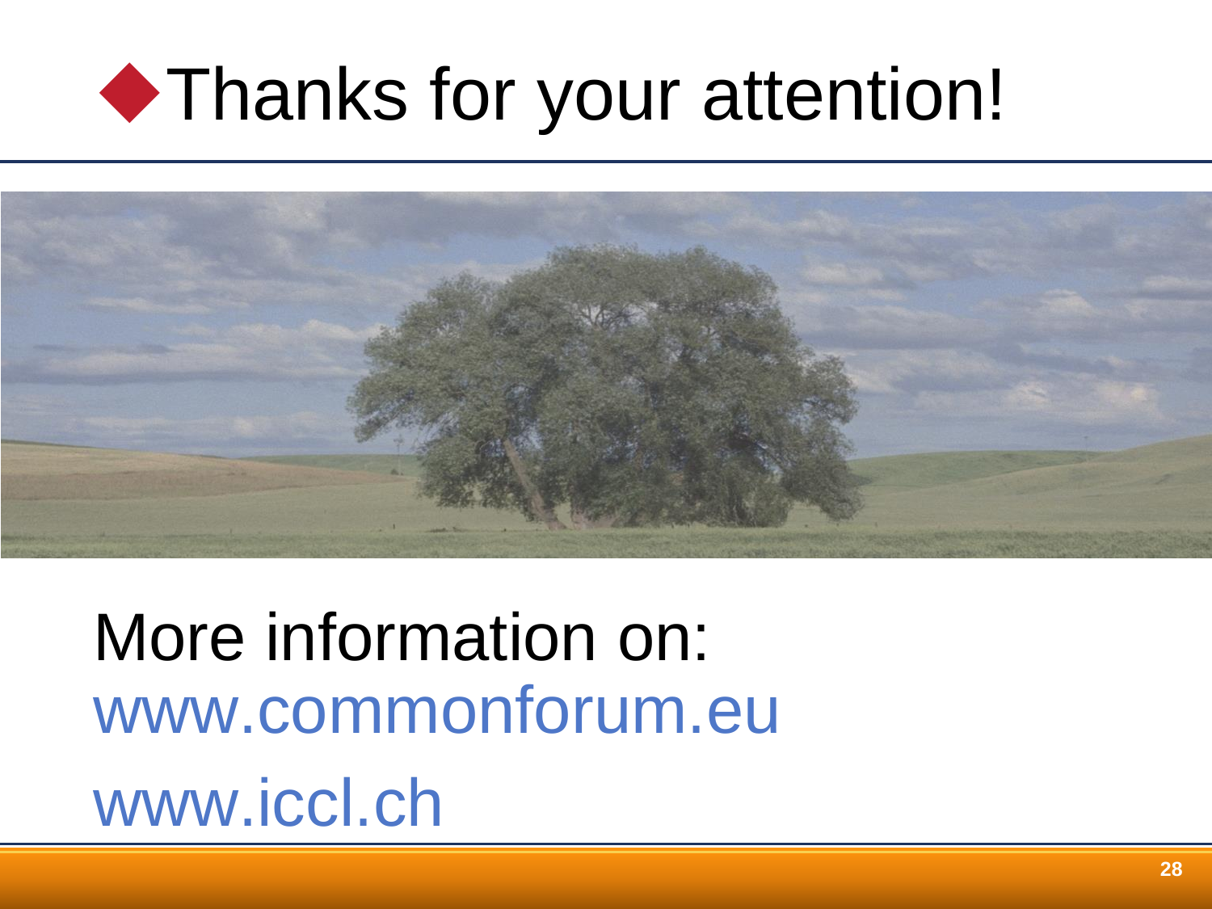# ◆Thanks for your attention!

More information on:

www.commonforum.eu

www.iccl.ch